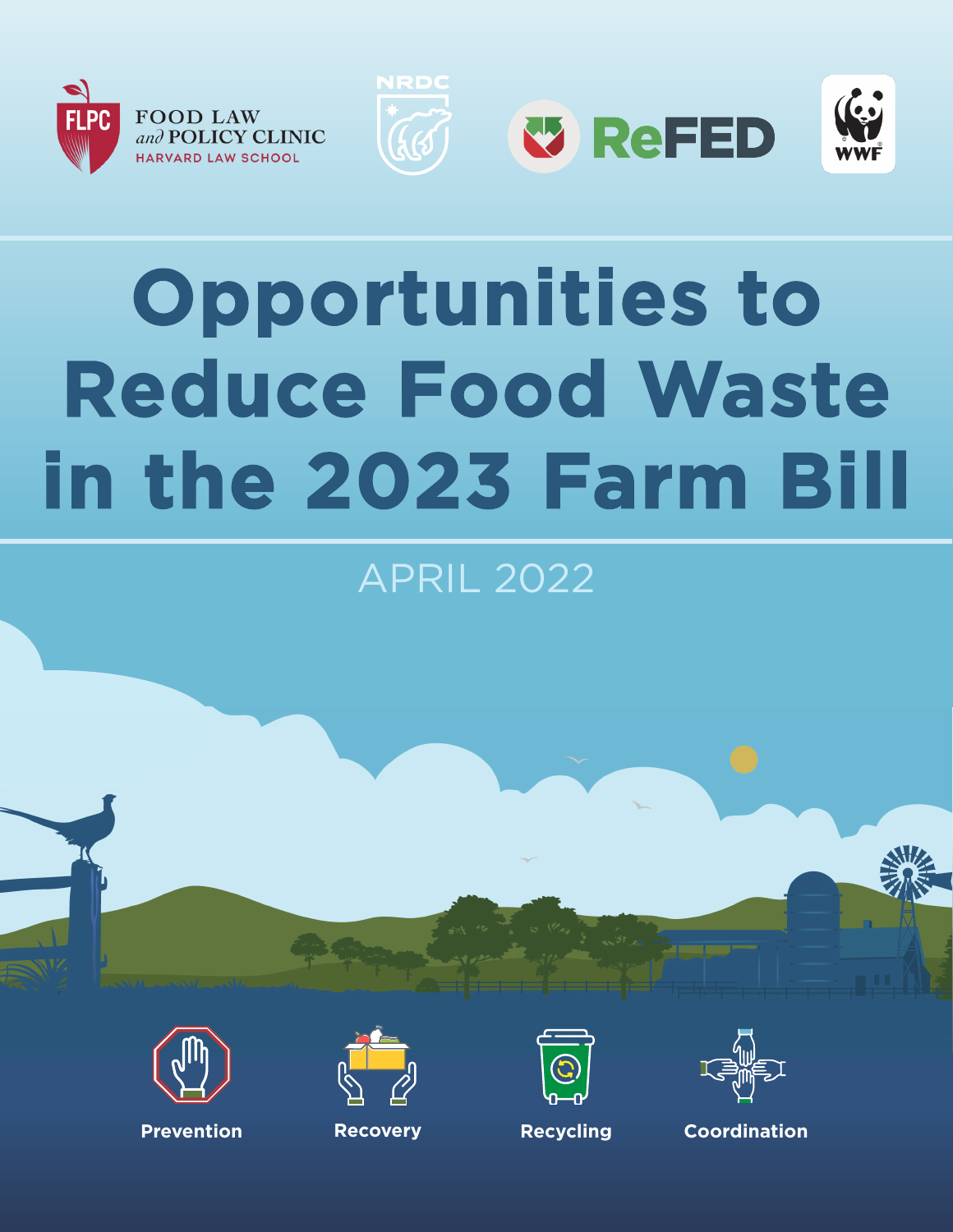FOOD LAW *and* POLICY CLINIC
HARVARD LAW SCHOOL

NRDC

ReFED

WWF

# Opportunities to Reduce Food Waste in the 2023 Farm Bill

APRIL 2022

Prevention

Recovery

Recycling

Coordination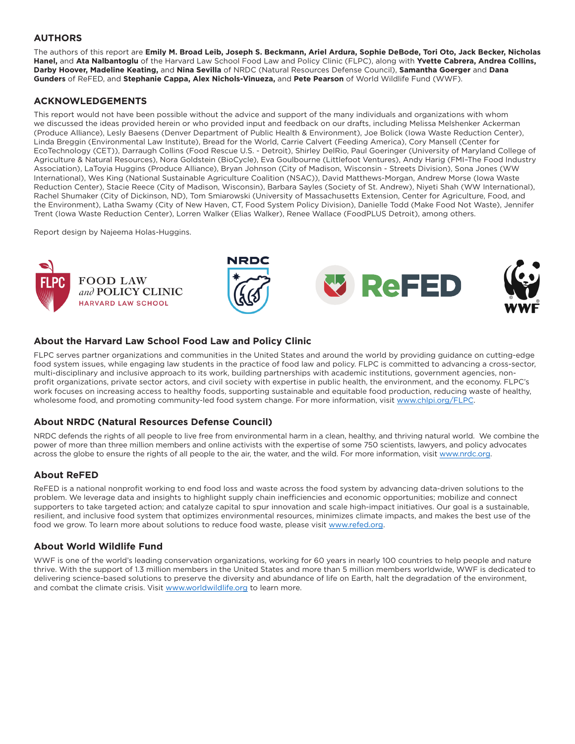## AUTHORS

The authors of this report are **Emily M. Broad Leib, Joseph S. Beckmann, Ariel Ardura, Sophie DeBode, Tori Oto, Jack Becker, Nicholas Hanel,** and **Ata Nalbantoglu** of the Harvard Law School Food Law and Policy Clinic (FLPC), along with **Yvette Cabrera, Andrea Collins, Darby Hoover, Madeline Keating,** and **Nina Sevilla** of NRDC (Natural Resources Defense Council), **Samantha Goerger** and **Dana Gunders** of ReFED, and **Stephanie Cappa, Alex Nichols-Vinueza,** and **Pete Pearson** of World Wildlife Fund (WWF).

## ACKNOWLEDGEMENTS

This report would not have been possible without the advice and support of the many individuals and organizations with whom we discussed the ideas provided herein or who provided input and feedback on our drafts, including Melissa Melshenker Ackerman (Produce Alliance), Lesly Baesens (Denver Department of Public Health & Environment), Joe Bolick (Iowa Waste Reduction Center), Linda Breggin (Environmental Law Institute), Bread for the World, Carrie Calvert (Feeding America), Cory Mansell (Center for EcoTechnology (CET)), Darraugh Collins (Food Rescue U.S. - Detroit), Shirley DelRio, Paul Goeringer (University of Maryland College of Agriculture & Natural Resources), Nora Goldstein (BioCycle), Eva Goulbourne (Littlefoot Ventures), Andy Harig (FMI–The Food Industry Association), LaToyia Huggins (Produce Alliance), Bryan Johnson (City of Madison, Wisconsin - Streets Division), Sona Jones (WW International), Wes King (National Sustainable Agriculture Coalition (NSAC)), David Matthews-Morgan, Andrew Morse (Iowa Waste Reduction Center), Stacie Reece (City of Madison, Wisconsin), Barbara Sayles (Society of St. Andrew), Niyeti Shah (WW International), Rachel Shumaker (City of Dickinson, ND), Tom Smiarowski (University of Massachusetts Extension, Center for Agriculture, Food, and the Environment), Latha Swamy (City of New Haven, CT, Food System Policy Division), Danielle Todd (Make Food Not Waste), Jennifer Trent (Iowa Waste Reduction Center), Lorren Walker (Elias Walker), Renee Wallace (FoodPLUS Detroit), among others.

Report design by Najeema Holas-Huggins.

### About the Harvard Law School Food Law and Policy Clinic

FLPC serves partner organizations and communities in the United States and around the world by providing guidance on cutting-edge food system issues, while engaging law students in the practice of food law and policy. FLPC is committed to advancing a cross-sector, multi-disciplinary and inclusive approach to its work, building partnerships with academic institutions, government agencies, non-profit organizations, private sector actors, and civil society with expertise in public health, the environment, and the economy. FLPC's work focuses on increasing access to healthy foods, supporting sustainable and equitable food production, reducing waste of healthy, wholesome food, and promoting community-led food system change. For more information, visit www.chlpi.org/FLPC.

### About NRDC (Natural Resources Defense Council)

NRDC defends the rights of all people to live free from environmental harm in a clean, healthy, and thriving natural world. We combine the power of more than three million members and online activists with the expertise of some 750 scientists, lawyers, and policy advocates across the globe to ensure the rights of all people to the air, the water, and the wild. For more information, visit www.nrdc.org.

### About ReFED

ReFED is a national nonprofit working to end food loss and waste across the food system by advancing data-driven solutions to the problem. We leverage data and insights to highlight supply chain inefficiencies and economic opportunities; mobilize and connect supporters to take targeted action; and catalyze capital to spur innovation and scale high-impact initiatives. Our goal is a sustainable, resilient, and inclusive food system that optimizes environmental resources, minimizes climate impacts, and makes the best use of the food we grow. To learn more about solutions to reduce food waste, please visit www.refed.org.

### About World Wildlife Fund

WWF is one of the world's leading conservation organizations, working for 60 years in nearly 100 countries to help people and nature thrive. With the support of 1.3 million members in the United States and more than 5 million members worldwide, WWF is dedicated to delivering science-based solutions to preserve the diversity and abundance of life on Earth, halt the degradation of the environment, and combat the climate crisis. Visit www.worldwildlife.org to learn more.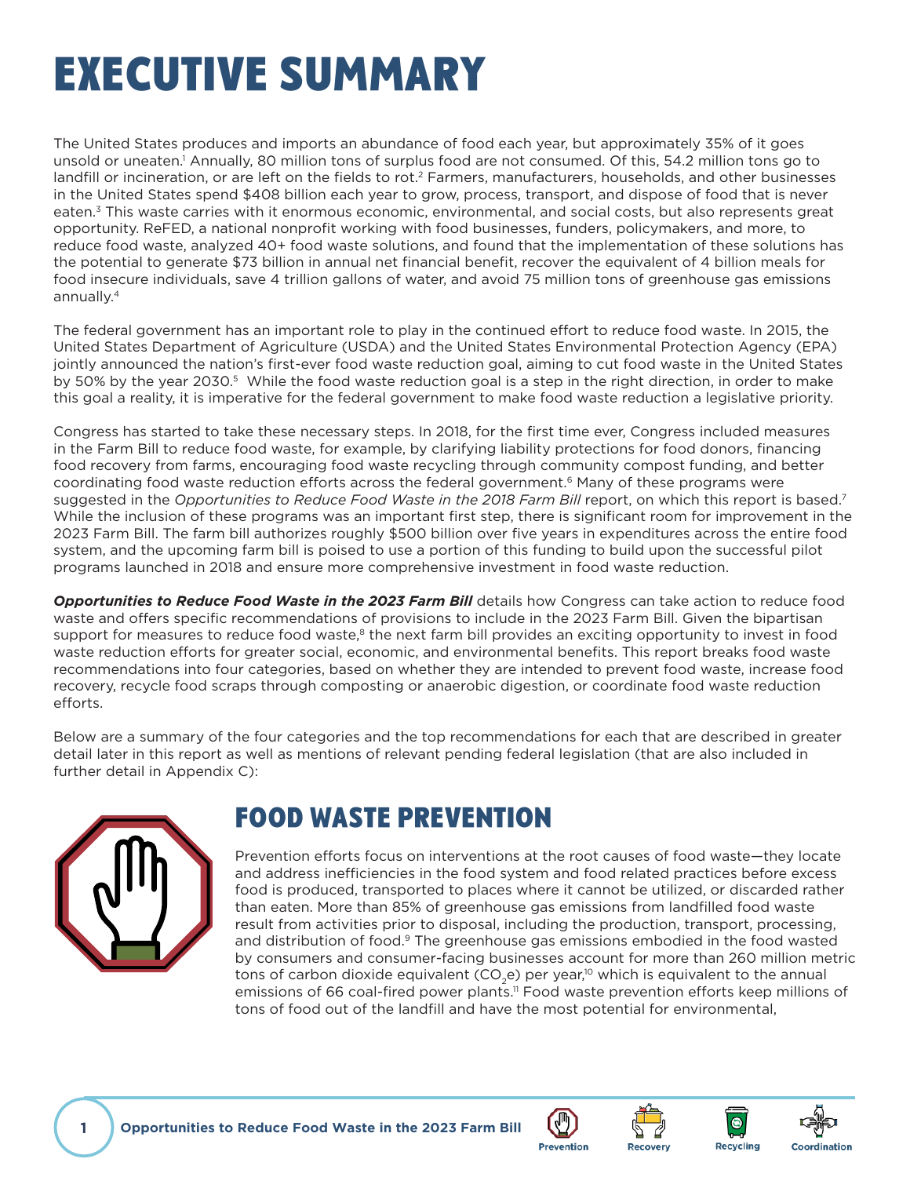# EXECUTIVE SUMMARY

The United States produces and imports an abundance of food each year, but approximately 35% of it goes unsold or uneaten.[1] Annually, 80 million tons of surplus food are not consumed. Of this, 54.2 million tons go to landfill or incineration, or are left on the fields to rot.[2] Farmers, manufacturers, households, and other businesses in the United States spend $408 billion each year to grow, process, transport, and dispose of food that is never eaten.[3] This waste carries with it enormous economic, environmental, and social costs, but also represents great opportunity. ReFED, a national nonprofit working with food businesses, funders, policymakers, and more, to reduce food waste, analyzed 40+ food waste solutions, and found that the implementation of these solutions has the potential to generate $73 billion in annual net financial benefit, recover the equivalent of 4 billion meals for food insecure individuals, save 4 trillion gallons of water, and avoid 75 million tons of greenhouse gas emissions annually.[4]

The federal government has an important role to play in the continued effort to reduce food waste. In 2015, the United States Department of Agriculture (USDA) and the United States Environmental Protection Agency (EPA) jointly announced the nation's first-ever food waste reduction goal, aiming to cut food waste in the United States by 50% by the year 2030.[5] While the food waste reduction goal is a step in the right direction, in order to make this goal a reality, it is imperative for the federal government to make food waste reduction a legislative priority.

Congress has started to take these necessary steps. In 2018, for the first time ever, Congress included measures in the Farm Bill to reduce food waste, for example, by clarifying liability protections for food donors, financing food recovery from farms, encouraging food waste recycling through community compost funding, and better coordinating food waste reduction efforts across the federal government.[6] Many of these programs were suggested in the *Opportunities to Reduce Food Waste in the 2018 Farm Bill* report, on which this report is based.[7] While the inclusion of these programs was an important first step, there is significant room for improvement in the 2023 Farm Bill. The farm bill authorizes roughly $500 billion over five years in expenditures across the entire food system, and the upcoming farm bill is poised to use a portion of this funding to build upon the successful pilot programs launched in 2018 and ensure more comprehensive investment in food waste reduction.

***Opportunities to Reduce Food Waste in the 2023 Farm Bill*** details how Congress can take action to reduce food waste and offers specific recommendations of provisions to include in the 2023 Farm Bill. Given the bipartisan support for measures to reduce food waste,[8] the next farm bill provides an exciting opportunity to invest in food waste reduction efforts for greater social, economic, and environmental benefits. This report breaks food waste recommendations into four categories, based on whether they are intended to prevent food waste, increase food recovery, recycle food scraps through composting or anaerobic digestion, or coordinate food waste reduction efforts.

Below are a summary of the four categories and the top recommendations for each that are described in greater detail later in this report as well as mentions of relevant pending federal legislation (that are also included in further detail in Appendix C):

## FOOD WASTE PREVENTION

Prevention efforts focus on interventions at the root causes of food waste—they locate and address inefficiencies in the food system and food related practices before excess food is produced, transported to places where it cannot be utilized, or discarded rather than eaten. More than 85% of greenhouse gas emissions from landfilled food waste result from activities prior to disposal, including the production, transport, processing, and distribution of food.[9] The greenhouse gas emissions embodied in the food wasted by consumers and consumer-facing businesses account for more than 260 million metric tons of carbon dioxide equivalent ($CO_2e$) per year,[10] which is equivalent to the annual emissions of 66 coal-fired power plants.[11] Food waste prevention efforts keep millions of tons of food out of the landfill and have the most potential for environmental,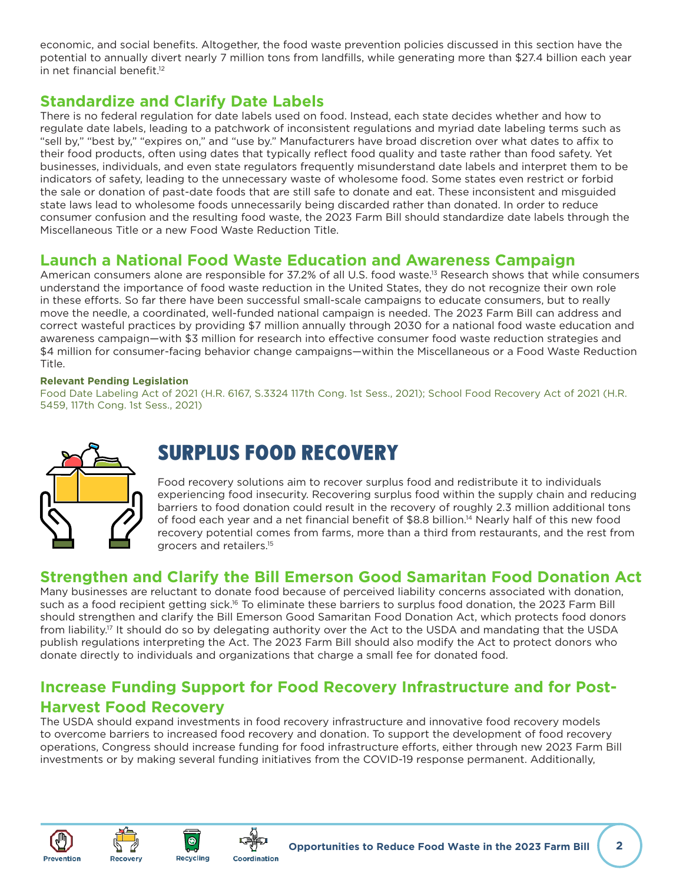economic, and social benefits. Altogether, the food waste prevention policies discussed in this section have the potential to annually divert nearly 7 million tons from landfills, while generating more than $27.4 billion each year in net financial benefit.[12]

## Standardize and Clarify Date Labels

There is no federal regulation for date labels used on food. Instead, each state decides whether and how to regulate date labels, leading to a patchwork of inconsistent regulations and myriad date labeling terms such as "sell by," "best by," "expires on," and "use by." Manufacturers have broad discretion over what dates to affix to their food products, often using dates that typically reflect food quality and taste rather than food safety. Yet businesses, individuals, and even state regulators frequently misunderstand date labels and interpret them to be indicators of safety, leading to the unnecessary waste of wholesome food. Some states even restrict or forbid the sale or donation of past-date foods that are still safe to donate and eat. These inconsistent and misguided state laws lead to wholesome foods unnecessarily being discarded rather than donated. In order to reduce consumer confusion and the resulting food waste, the 2023 Farm Bill should standardize date labels through the Miscellaneous Title or a new Food Waste Reduction Title.

## Launch a National Food Waste Education and Awareness Campaign

American consumers alone are responsible for 37.2% of all U.S. food waste.[13] Research shows that while consumers understand the importance of food waste reduction in the United States, they do not recognize their own role in these efforts. So far there have been successful small-scale campaigns to educate consumers, but to really move the needle, a coordinated, well-funded national campaign is needed. The 2023 Farm Bill can address and correct wasteful practices by providing $7 million annually through 2030 for a national food waste education and awareness campaign—with $3 million for research into effective consumer food waste reduction strategies and $4 million for consumer-facing behavior change campaigns—within the Miscellaneous or a Food Waste Reduction Title.

**Relevant Pending Legislation**

Food Date Labeling Act of 2021 (H.R. 6167, S.3324 117th Cong. 1st Sess., 2021); School Food Recovery Act of 2021 (H.R. 5459, 117th Cong. 1st Sess., 2021)

# SURPLUS FOOD RECOVERY

Food recovery solutions aim to recover surplus food and redistribute it to individuals experiencing food insecurity. Recovering surplus food within the supply chain and reducing barriers to food donation could result in the recovery of roughly 2.3 million additional tons of food each year and a net financial benefit of $8.8 billion.[14] Nearly half of this new food recovery potential comes from farms, more than a third from restaurants, and the rest from grocers and retailers.[15]

## Strengthen and Clarify the Bill Emerson Good Samaritan Food Donation Act

Many businesses are reluctant to donate food because of perceived liability concerns associated with donation, such as a food recipient getting sick.[16] To eliminate these barriers to surplus food donation, the 2023 Farm Bill should strengthen and clarify the Bill Emerson Good Samaritan Food Donation Act, which protects food donors from liability.[17] It should do so by delegating authority over the Act to the USDA and mandating that the USDA publish regulations interpreting the Act. The 2023 Farm Bill should also modify the Act to protect donors who donate directly to individuals and organizations that charge a small fee for donated food.

## Increase Funding Support for Food Recovery Infrastructure and for Post-Harvest Food Recovery

The USDA should expand investments in food recovery infrastructure and innovative food recovery models to overcome barriers to increased food recovery and donation. To support the development of food recovery operations, Congress should increase funding for food infrastructure efforts, either through new 2023 Farm Bill investments or by making several funding initiatives from the COVID-19 response permanent. Additionally,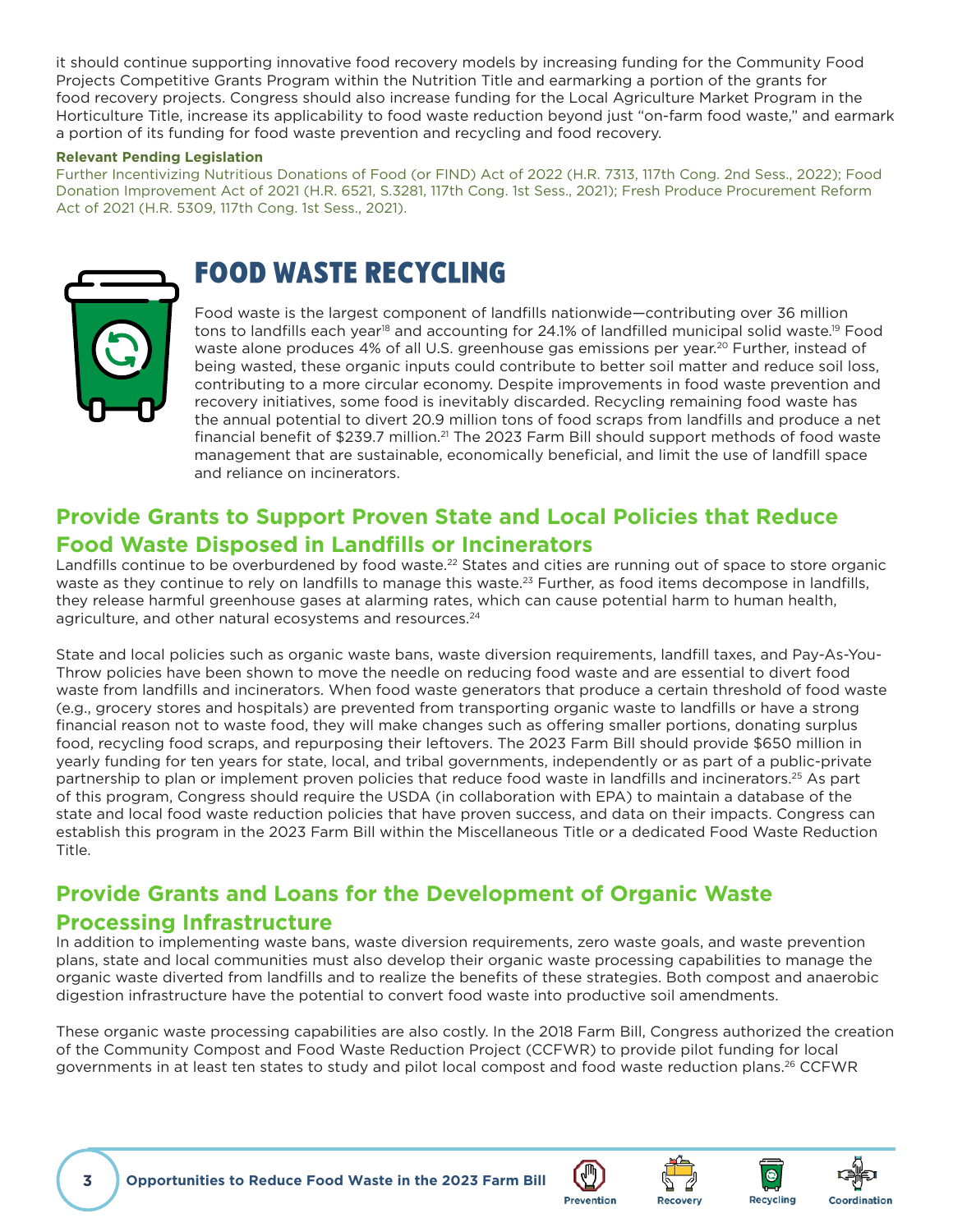it should continue supporting innovative food recovery models by increasing funding for the Community Food Projects Competitive Grants Program within the Nutrition Title and earmarking a portion of the grants for food recovery projects. Congress should also increase funding for the Local Agriculture Market Program in the Horticulture Title, increase its applicability to food waste reduction beyond just "on-farm food waste," and earmark a portion of its funding for food waste prevention and recycling and food recovery.

**Relevant Pending Legislation**

Further Incentivizing Nutritious Donations of Food (or FIND) Act of 2022 (H.R. 7313, 117th Cong. 2nd Sess., 2022); Food Donation Improvement Act of 2021 (H.R. 6521, S.3281, 117th Cong. 1st Sess., 2021); Fresh Produce Procurement Reform Act of 2021 (H.R. 5309, 117th Cong. 1st Sess., 2021).

# FOOD WASTE RECYCLING

Food waste is the largest component of landfills nationwide—contributing over 36 million tons to landfills each year[18] and accounting for 24.1% of landfilled municipal solid waste.[19] Food waste alone produces 4% of all U.S. greenhouse gas emissions per year.[20] Further, instead of being wasted, these organic inputs could contribute to better soil matter and reduce soil loss, contributing to a more circular economy. Despite improvements in food waste prevention and recovery initiatives, some food is inevitably discarded. Recycling remaining food waste has the annual potential to divert 20.9 million tons of food scraps from landfills and produce a net financial benefit of $239.7 million.[21] The 2023 Farm Bill should support methods of food waste management that are sustainable, economically beneficial, and limit the use of landfill space and reliance on incinerators.

## Provide Grants to Support Proven State and Local Policies that Reduce Food Waste Disposed in Landfills or Incinerators

Landfills continue to be overburdened by food waste.[22] States and cities are running out of space to store organic waste as they continue to rely on landfills to manage this waste.[23] Further, as food items decompose in landfills, they release harmful greenhouse gases at alarming rates, which can cause potential harm to human health, agriculture, and other natural ecosystems and resources.[24]

State and local policies such as organic waste bans, waste diversion requirements, landfill taxes, and Pay-As-You-Throw policies have been shown to move the needle on reducing food waste and are essential to divert food waste from landfills and incinerators. When food waste generators that produce a certain threshold of food waste (e.g., grocery stores and hospitals) are prevented from transporting organic waste to landfills or have a strong financial reason not to waste food, they will make changes such as offering smaller portions, donating surplus food, recycling food scraps, and repurposing their leftovers. The 2023 Farm Bill should provide $650 million in yearly funding for ten years for state, local, and tribal governments, independently or as part of a public-private partnership to plan or implement proven policies that reduce food waste in landfills and incinerators.[25] As part of this program, Congress should require the USDA (in collaboration with EPA) to maintain a database of the state and local food waste reduction policies that have proven success, and data on their impacts. Congress can establish this program in the 2023 Farm Bill within the Miscellaneous Title or a dedicated Food Waste Reduction Title.

## Provide Grants and Loans for the Development of Organic Waste Processing Infrastructure

In addition to implementing waste bans, waste diversion requirements, zero waste goals, and waste prevention plans, state and local communities must also develop their organic waste processing capabilities to manage the organic waste diverted from landfills and to realize the benefits of these strategies. Both compost and anaerobic digestion infrastructure have the potential to convert food waste into productive soil amendments.

These organic waste processing capabilities are also costly. In the 2018 Farm Bill, Congress authorized the creation of the Community Compost and Food Waste Reduction Project (CCFWR) to provide pilot funding for local governments in at least ten states to study and pilot local compost and food waste reduction plans.[26] CCFWR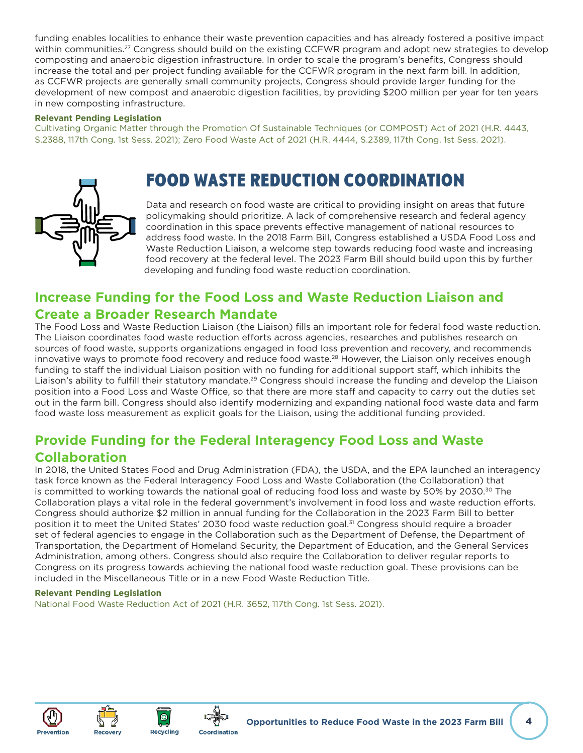funding enables localities to enhance their waste prevention capacities and has already fostered a positive impact within communities.[27] Congress should build on the existing CCFWR program and adopt new strategies to develop composting and anaerobic digestion infrastructure. In order to scale the program's benefits, Congress should increase the total and per project funding available for the CCFWR program in the next farm bill. In addition, as CCFWR projects are generally small community projects, Congress should provide larger funding for the development of new compost and anaerobic digestion facilities, by providing $200 million per year for ten years in new composting infrastructure.

**Relevant Pending Legislation**

Cultivating Organic Matter through the Promotion Of Sustainable Techniques (or COMPOST) Act of 2021 (H.R. 4443, S.2388, 117th Cong. 1st Sess. 2021); Zero Food Waste Act of 2021 (H.R. 4444, S.2389, 117th Cong. 1st Sess. 2021).

# FOOD WASTE REDUCTION COORDINATION

Data and research on food waste are critical to providing insight on areas that future policymaking should prioritize. A lack of comprehensive research and federal agency coordination in this space prevents effective management of national resources to address food waste. In the 2018 Farm Bill, Congress established a USDA Food Loss and Waste Reduction Liaison, a welcome step towards reducing food waste and increasing food recovery at the federal level. The 2023 Farm Bill should build upon this by further developing and funding food waste reduction coordination.

## Increase Funding for the Food Loss and Waste Reduction Liaison and Create a Broader Research Mandate

The Food Loss and Waste Reduction Liaison (the Liaison) fills an important role for federal food waste reduction. The Liaison coordinates food waste reduction efforts across agencies, researches and publishes research on sources of food waste, supports organizations engaged in food loss prevention and recovery, and recommends innovative ways to promote food recovery and reduce food waste.[28] However, the Liaison only receives enough funding to staff the individual Liaison position with no funding for additional support staff, which inhibits the Liaison's ability to fulfill their statutory mandate.[29] Congress should increase the funding and develop the Liaison position into a Food Loss and Waste Office, so that there are more staff and capacity to carry out the duties set out in the farm bill. Congress should also identify modernizing and expanding national food waste data and farm food waste loss measurement as explicit goals for the Liaison, using the additional funding provided.

## Provide Funding for the Federal Interagency Food Loss and Waste Collaboration

In 2018, the United States Food and Drug Administration (FDA), the USDA, and the EPA launched an interagency task force known as the Federal Interagency Food Loss and Waste Collaboration (the Collaboration) that is committed to working towards the national goal of reducing food loss and waste by 50% by 2030.[30] The Collaboration plays a vital role in the federal government's involvement in food loss and waste reduction efforts. Congress should authorize $2 million in annual funding for the Collaboration in the 2023 Farm Bill to better position it to meet the United States' 2030 food waste reduction goal.[31] Congress should require a broader set of federal agencies to engage in the Collaboration such as the Department of Defense, the Department of Transportation, the Department of Homeland Security, the Department of Education, and the General Services Administration, among others. Congress should also require the Collaboration to deliver regular reports to Congress on its progress towards achieving the national food waste reduction goal. These provisions can be included in the Miscellaneous Title or in a new Food Waste Reduction Title.

**Relevant Pending Legislation**

National Food Waste Reduction Act of 2021 (H.R. 3652, 117th Cong. 1st Sess. 2021).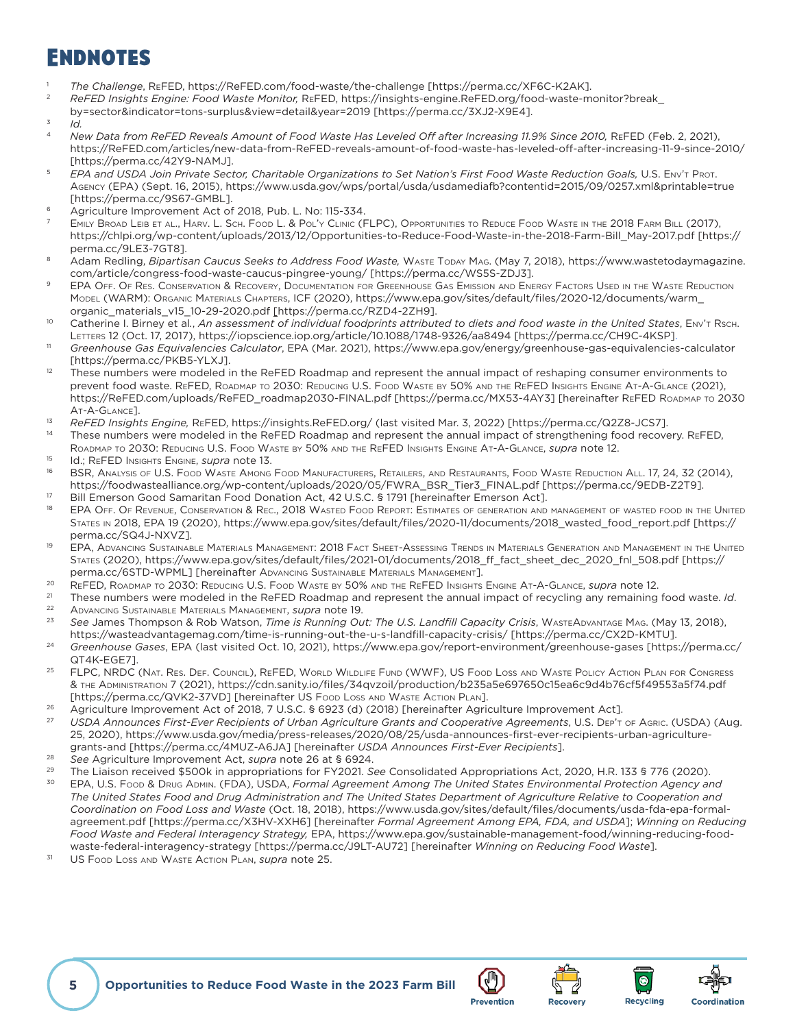# Endnotes

1. *The Challenge*, ReFED, https://ReFED.com/food-waste/the-challenge [https://perma.cc/XF6C-K2AK].
2. *ReFED Insights Engine: Food Waste Monitor,* ReFED, https://insights-engine.ReFED.org/food-waste-monitor?break_by=sector&indicator=tons-surplus&view=detail&year=2019 [https://perma.cc/3XJ2-X9E4].
3. *Id.*
4. *New Data from ReFED Reveals Amount of Food Waste Has Leveled Off after Increasing 11.9% Since 2010,* ReFED (Feb. 2, 2021), https://ReFED.com/articles/new-data-from-ReFED-reveals-amount-of-food-waste-has-leveled-off-after-increasing-11-9-since-2010/ [https://perma.cc/42Y9-NAMJ].
5. *EPA and USDA Join Private Sector, Charitable Organizations to Set Nation's First Food Waste Reduction Goals,* U.S. Env't Prot. Agency (EPA) (Sept. 16, 2015), https://www.usda.gov/wps/portal/usda/usdamediafb?contentid=2015/09/0257.xml&printable=true [https://perma.cc/9S67-GMBL].
6. Agriculture Improvement Act of 2018, Pub. L. No: 115-334.
7. Emily Broad Leib et al., Harv. L. Sch. Food L. & Pol'y Clinic (FLPC), Opportunities to Reduce Food Waste in the 2018 Farm Bill (2017), https://chlpi.org/wp-content/uploads/2013/12/Opportunities-to-Reduce-Food-Waste-in-the-2018-Farm-Bill_May-2017.pdf [https://perma.cc/9LE3-7GT8].
8. Adam Redling, *Bipartisan Caucus Seeks to Address Food Waste,* Waste Today Mag. (May 7, 2018), https://www.wastetodaymagazine.com/article/congress-food-waste-caucus-pingree-young/ [https://perma.cc/WS5S-ZDJ3].
9. EPA Off. Of Res. Conservation & Recovery, Documentation for Greenhouse Gas Emission and Energy Factors Used in the Waste Reduction Model (WARM): Organic Materials Chapters, ICF (2020), https://www.epa.gov/sites/default/files/2020-12/documents/warm_organic_materials_v15_10-29-2020.pdf [https://perma.cc/RZD4-2ZH9].
10. Catherine I. Birney et al., *An assessment of individual foodprints attributed to diets and food waste in the United States*, Env't Rsch. Letters 12 (Oct. 17, 2017), https://iopscience.iop.org/article/10.1088/1748-9326/aa8494 [https://perma.cc/CH9C-4KSP].
11. *Greenhouse Gas Equivalencies Calculator*, EPA (Mar. 2021), https://www.epa.gov/energy/greenhouse-gas-equivalencies-calculator [https://perma.cc/PKB5-YLXJ].
12. These numbers were modeled in the ReFED Roadmap and represent the annual impact of reshaping consumer environments to prevent food waste. ReFED, Roadmap to 2030: Reducing U.S. Food Waste by 50% and the ReFED Insights Engine At-A-Glance (2021), https://ReFED.com/uploads/ReFED_roadmap2030-FINAL.pdf [https://perma.cc/MX53-4AY3] [hereinafter ReFED Roadmap to 2030 At-A-Glance].
13. *ReFED Insights Engine,* ReFED, https://insights.ReFED.org/ (last visited Mar. 3, 2022) [https://perma.cc/Q2Z8-JCS7].
14. These numbers were modeled in the ReFED Roadmap and represent the annual impact of strengthening food recovery. ReFED, Roadmap to 2030: Reducing U.S. Food Waste by 50% and the ReFED Insights Engine At-A-Glance, *supra* note 12.
15. Id.; ReFED Insights Engine, *supra* note 13.
16. BSR, Analysis of U.S. Food Waste Among Food Manufacturers, Retailers, and Restaurants, Food Waste Reduction All. 17, 24, 32 (2014), https://foodwastealliance.org/wp-content/uploads/2020/05/FWRA_BSR_Tier3_FINAL.pdf [https://perma.cc/9EDB-Z2T9].
17. Bill Emerson Good Samaritan Food Donation Act, 42 U.S.C. § 1791 [hereinafter Emerson Act].
18. EPA Off. Of Revenue, Conservation & Rec., 2018 Wasted Food Report: Estimates of generation and management of wasted food in the United States in 2018, EPA 19 (2020), https://www.epa.gov/sites/default/files/2020-11/documents/2018_wasted_food_report.pdf [https://perma.cc/SQ4J-NXVZ].
19. EPA, Advancing Sustainable Materials Management: 2018 Fact Sheet-Assessing Trends in Materials Generation and Management in the United States (2020), https://www.epa.gov/sites/default/files/2021-01/documents/2018_ff_fact_sheet_dec_2020_fnl_508.pdf [https://perma.cc/6STD-WPML] [hereinafter Advancing Sustainable Materials Management].
20. ReFED, Roadmap to 2030: Reducing U.S. Food Waste by 50% and the ReFED Insights Engine At-A-Glance, *supra* note 12.
21. These numbers were modeled in the ReFED Roadmap and represent the annual impact of recycling any remaining food waste. *Id*.
22. Advancing Sustainable Materials Management, *supra* note 19.
23. *See* James Thompson & Rob Watson, *Time is Running Out: The U.S. Landfill Capacity Crisis*, WasteAdvantage Mag. (May 13, 2018), https://wasteadvantagemag.com/time-is-running-out-the-u-s-landfill-capacity-crisis/ [https://perma.cc/CX2D-KMTU].
24. *Greenhouse Gases*, EPA (last visited Oct. 10, 2021), https://www.epa.gov/report-environment/greenhouse-gases [https://perma.cc/QT4K-EGE7].
25. FLPC, NRDC (Nat. Res. Def. Council), ReFED, World Wildlife Fund (WWF), US Food Loss and Waste Policy Action Plan for Congress & the Administration 7 (2021), https://cdn.sanity.io/files/34qvzoil/production/b235a5e697650c15ea6c9d4b76cf5f49553a5f74.pdf [https://perma.cc/QVK2-37VD] [hereinafter US Food Loss and Waste Action Plan].
26. Agriculture Improvement Act of 2018, 7 U.S.C. § 6923 (d) (2018) [hereinafter Agriculture Improvement Act].
27. *USDA Announces First-Ever Recipients of Urban Agriculture Grants and Cooperative Agreements*, U.S. Dep't of Agric. (USDA) (Aug. 25, 2020), https://www.usda.gov/media/press-releases/2020/08/25/usda-announces-first-ever-recipients-urban-agriculture-grants-and [https://perma.cc/4MUZ-A6JA] [hereinafter *USDA Announces First-Ever Recipients*].
28. *See* Agriculture Improvement Act, *supra* note 26 at § 6924.
29. The Liaison received $500k in appropriations for FY2021. *See* Consolidated Appropriations Act, 2020, H.R. 133 § 776 (2020).
30. EPA, U.S. Food & Drug Admin. (FDA), USDA, *Formal Agreement Among The United States Environmental Protection Agency and The United States Food and Drug Administration and The United States Department of Agriculture Relative to Cooperation and Coordination on Food Loss and Waste* (Oct. 18, 2018), https://www.usda.gov/sites/default/files/documents/usda-fda-epa-formal-agreement.pdf [https://perma.cc/X3HV-XXH6] [hereinafter *Formal Agreement Among EPA, FDA, and USDA*]; *Winning on Reducing Food Waste and Federal Interagency Strategy,* EPA, https://www.epa.gov/sustainable-management-food/winning-reducing-food-waste-federal-interagency-strategy [https://perma.cc/J9LT-AU72] [hereinafter *Winning on Reducing Food Waste*].
31. US Food Loss and Waste Action Plan, *supra* note 25.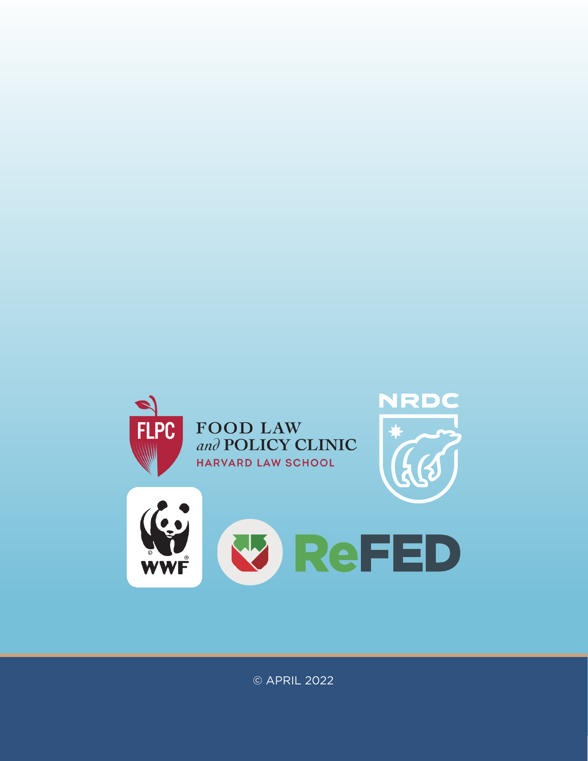FOOD LAW *and* POLICY CLINIC

HARVARD LAW SCHOOL

NRDC

WWF

ReFED

© APRIL 2022